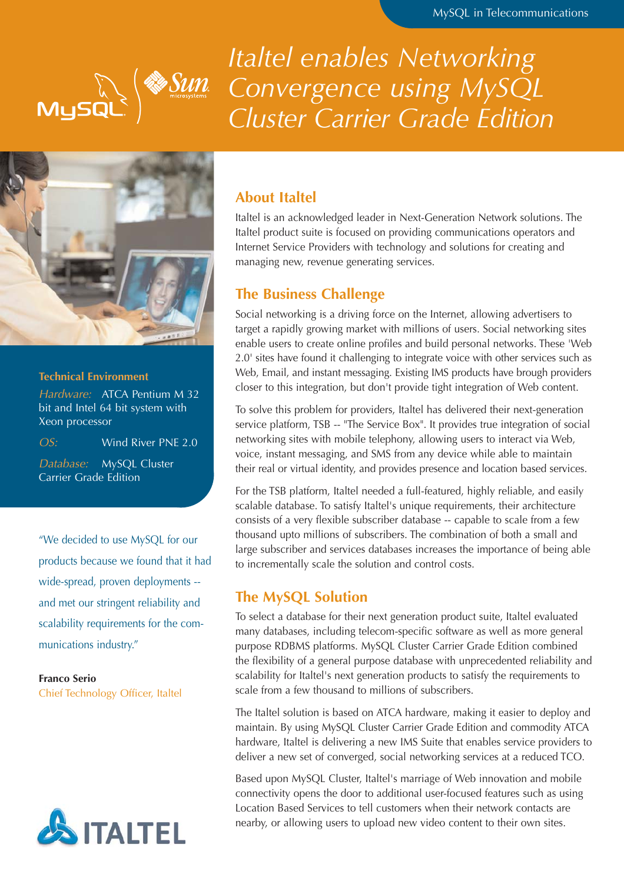MySQL in Telecommunications

# Italtel enables Networking Convergence using MySQL Cluster Carrier Grade Edition

**Technical Environment**

*Hardware:* ATCA Pentium M 32 bit and Intel 64 bit system with Xeon processor

*OS:* Wind River PNE 2.0

*Database:* MySQL Cluster Carrier Grade Edition

"We decided to use MySQL for our products because we found that it had wide-spread, proven deployments -- and met our stringent reliability and scalability requirements for the communications industry."

**Franco Serio**
Chief Technology Officer, Italtel

## About Italtel

Italtel is an acknowledged leader in Next-Generation Network solutions. The Italtel product suite is focused on providing communications operators and Internet Service Providers with technology and solutions for creating and managing new, revenue generating services.

## The Business Challenge

Social networking is a driving force on the Internet, allowing advertisers to target a rapidly growing market with millions of users. Social networking sites enable users to create online profiles and build personal networks. These 'Web 2.0' sites have found it challenging to integrate voice with other services such as Web, Email, and instant messaging. Existing IMS products have brough providers closer to this integration, but don't provide tight integration of Web content.

To solve this problem for providers, Italtel has delivered their next-generation service platform, TSB -- "The Service Box". It provides true integration of social networking sites with mobile telephony, allowing users to interact via Web, voice, instant messaging, and SMS from any device while able to maintain their real or virtual identity, and provides presence and location based services.

For the TSB platform, Italtel needed a full-featured, highly reliable, and easily scalable database. To satisfy Italtel's unique requirements, their architecture consists of a very flexible subscriber database -- capable to scale from a few thousand upto millions of subscribers. The combination of both a small and large subscriber and services databases increases the importance of being able to incrementally scale the solution and control costs.

## The MySQL Solution

To select a database for their next generation product suite, Italtel evaluated many databases, including telecom-specific software as well as more general purpose RDBMS platforms. MySQL Cluster Carrier Grade Edition combined the flexibility of a general purpose database with unprecedented reliability and scalability for Italtel's next generation products to satisfy the requirements to scale from a few thousand to millions of subscribers.

The Italtel solution is based on ATCA hardware, making it easier to deploy and maintain. By using MySQL Cluster Carrier Grade Edition and commodity ATCA hardware, Italtel is delivering a new IMS Suite that enables service providers to deliver a new set of converged, social networking services at a reduced TCO.

Based upon MySQL Cluster, Italtel's marriage of Web innovation and mobile connectivity opens the door to additional user-focused features such as using Location Based Services to tell customers when their network contacts are nearby, or allowing users to upload new video content to their own sites.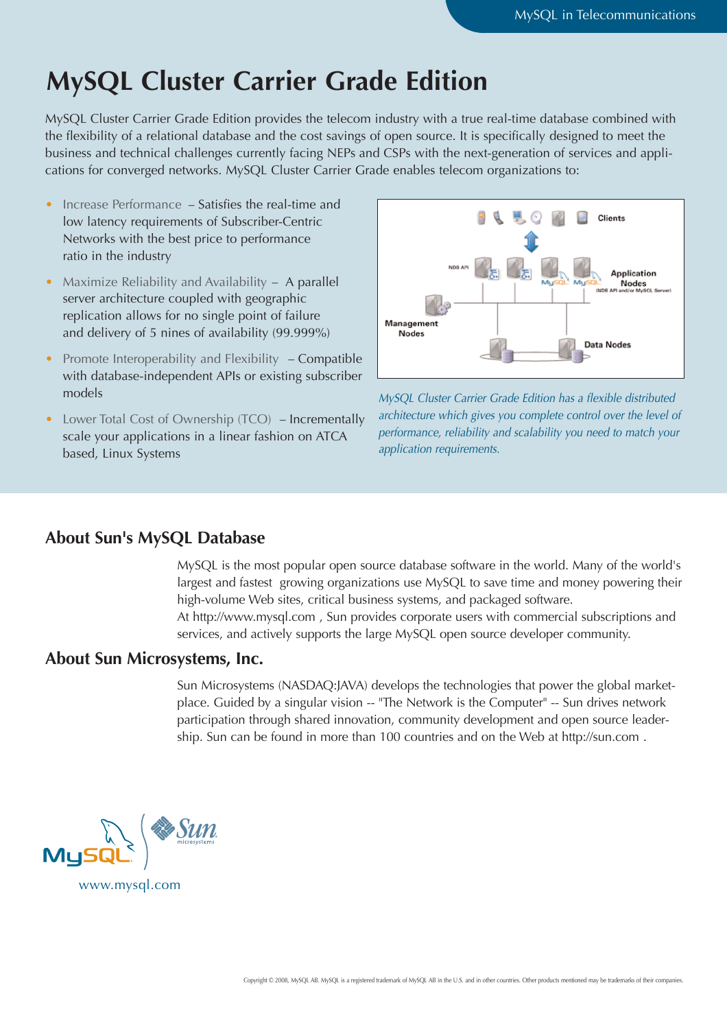# MySQL Cluster Carrier Grade Edition

MySQL Cluster Carrier Grade Edition provides the telecom industry with a true real-time database combined with the flexibility of a relational database and the cost savings of open source. It is specifically designed to meet the business and technical challenges currently facing NEPs and CSPs with the next-generation of services and applications for converged networks. MySQL Cluster Carrier Grade enables telecom organizations to:

- Increase Performance – Satisfies the real-time and low latency requirements of Subscriber-Centric Networks with the best price to performance ratio in the industry
- Maximize Reliability and Availability – A parallel server architecture coupled with geographic replication allows for no single point of failure and delivery of 5 nines of availability (99.999%)
- Promote Interoperability and Flexibility – Compatible with database-independent APIs or existing subscriber models
- Lower Total Cost of Ownership (TCO) – Incrementally scale your applications in a linear fashion on ATCA based, Linux Systems

Clients

NDB API

Application Nodes (NDB API and/or MySQL Server)

Management Nodes

Data Nodes

*MySQL Cluster Carrier Grade Edition has a flexible distributed architecture which gives you complete control over the level of performance, reliability and scalability you need to match your application requirements.*

## About Sun's MySQL Database

MySQL is the most popular open source database software in the world. Many of the world's largest and fastest growing organizations use MySQL to save time and money powering their high-volume Web sites, critical business systems, and packaged software.
At http://www.mysql.com , Sun provides corporate users with commercial subscriptions and services, and actively supports the large MySQL open source developer community.

## About Sun Microsystems, Inc.

Sun Microsystems (NASDAQ:JAVA) develops the technologies that power the global marketplace. Guided by a singular vision -- "The Network is the Computer" -- Sun drives network participation through shared innovation, community development and open source leadership. Sun can be found in more than 100 countries and on the Web at http://sun.com .

www.mysql.com

Copyright © 2008, MySQL AB. MySQL is a registered trademark of MySQL AB in the U.S. and in other countries. Other products mentioned may be trademarks of their companies.